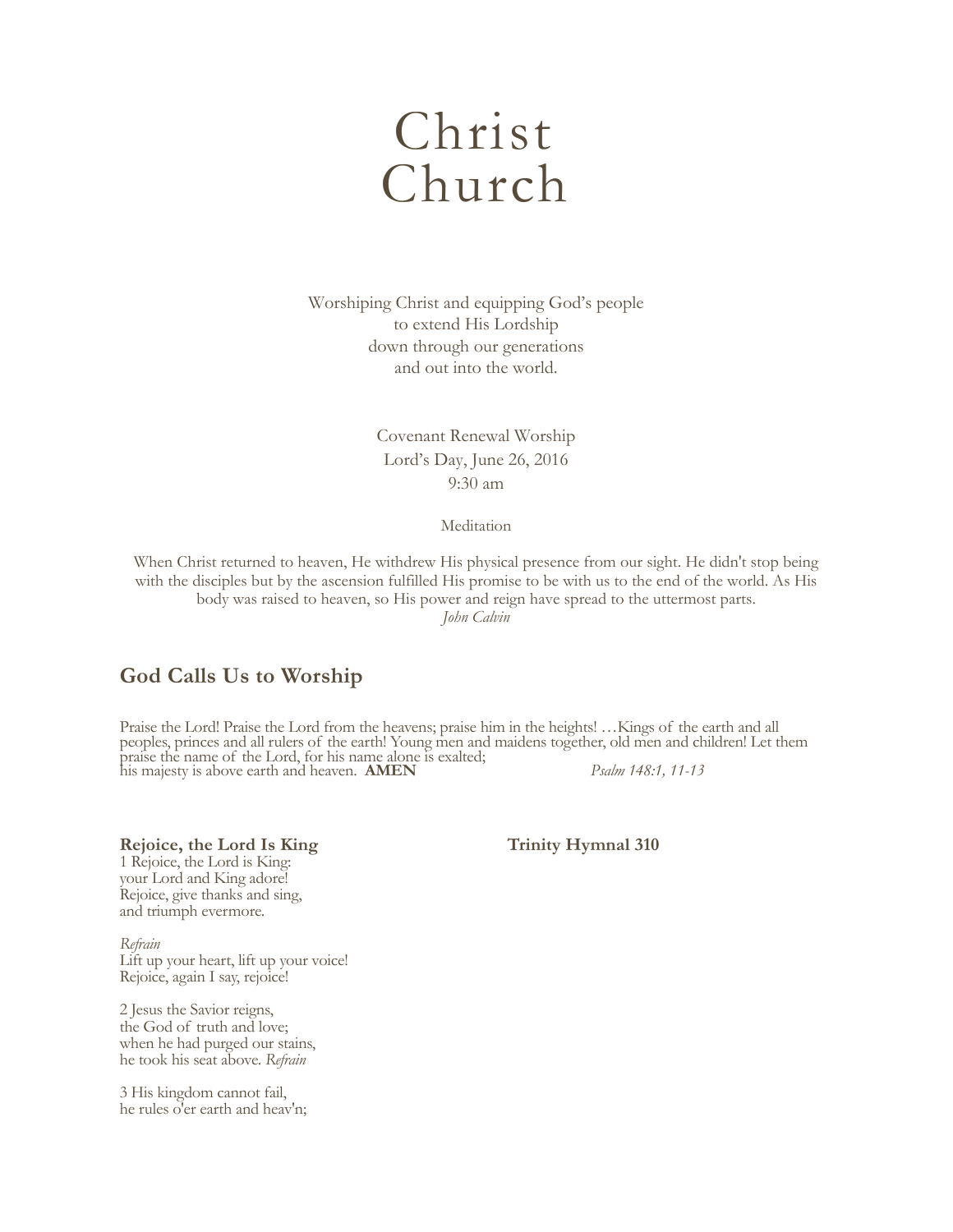# Christ Church

Worshiping Christ and equipping God's people
to extend His Lordship
down through our generations
and out into the world.

Covenant Renewal Worship
Lord's Day, June 26, 2016
9:30 am

Meditation

When Christ returned to heaven, He withdrew His physical presence from our sight. He didn't stop being with the disciples but by the ascension fulfilled His promise to be with us to the end of the world. As His body was raised to heaven, so His power and reign have spread to the uttermost parts.
*John Calvin*

## God Calls Us to Worship

Praise the Lord! Praise the Lord from the heavens; praise him in the heights! …Kings of the earth and all peoples, princes and all rulers of the earth! Young men and maidens together, old men and children! Let them praise the name of the Lord, for his name alone is exalted;
his majesty is above earth and heaven. **AMEN** *Psalm 148:1, 11-13*

**Rejoice, the Lord Is King** **Trinity Hymnal 310**

1 Rejoice, the Lord is King:
your Lord and King adore!
Rejoice, give thanks and sing,
and triumph evermore.

*Refrain*
Lift up your heart, lift up your voice!
Rejoice, again I say, rejoice!

2 Jesus the Savior reigns,
the God of truth and love;
when he had purged our stains,
he took his seat above. *Refrain*

3 His kingdom cannot fail,
he rules o'er earth and heav'n;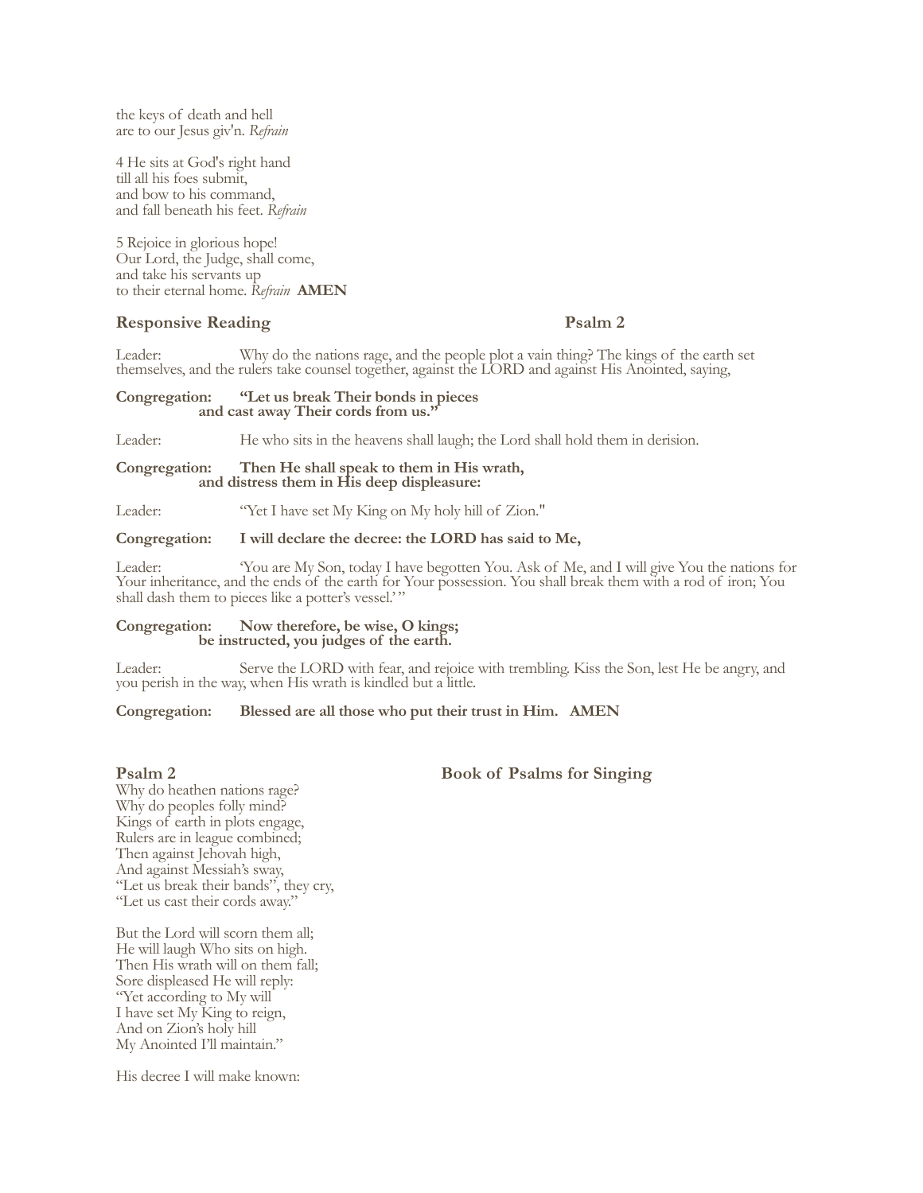the keys of death and hell
are to our Jesus giv'n. *Refrain*

4 He sits at God's right hand
till all his foes submit,
and bow to his command,
and fall beneath his feet. *Refrain*

5 Rejoice in glorious hope!
Our Lord, the Judge, shall come,
and take his servants up
to their eternal home. *Refrain* **AMEN**

## Responsive Reading — Psalm 2

Leader: Why do the nations rage, and the people plot a vain thing? The kings of the earth set themselves, and the rulers take counsel together, against the LORD and against His Anointed, saying,

**Congregation: "Let us break Their bonds in pieces
and cast away Their cords from us."**

Leader: He who sits in the heavens shall laugh; the Lord shall hold them in derision.

**Congregation: Then He shall speak to them in His wrath,
and distress them in His deep displeasure:**

Leader: "Yet I have set My King on My holy hill of Zion."

**Congregation: I will declare the decree: the LORD has said to Me,**

Leader: 'You are My Son, today I have begotten You. Ask of Me, and I will give You the nations for Your inheritance, and the ends of the earth for Your possession. You shall break them with a rod of iron; You shall dash them to pieces like a potter's vessel.' "

**Congregation: Now therefore, be wise, O kings;
be instructed, you judges of the earth.**

Leader: Serve the LORD with fear, and rejoice with trembling. Kiss the Son, lest He be angry, and you perish in the way, when His wrath is kindled but a little.

**Congregation: Blessed are all those who put their trust in Him. AMEN**

## Psalm 2 — Book of Psalms for Singing

Why do heathen nations rage?
Why do peoples folly mind?
Kings of earth in plots engage,
Rulers are in league combined;
Then against Jehovah high,
And against Messiah's sway,
"Let us break their bands", they cry,
"Let us cast their cords away."

But the Lord will scorn them all;
He will laugh Who sits on high.
Then His wrath will on them fall;
Sore displeased He will reply:
"Yet according to My will
I have set My King to reign,
And on Zion's holy hill
My Anointed I'll maintain."

His decree I will make known: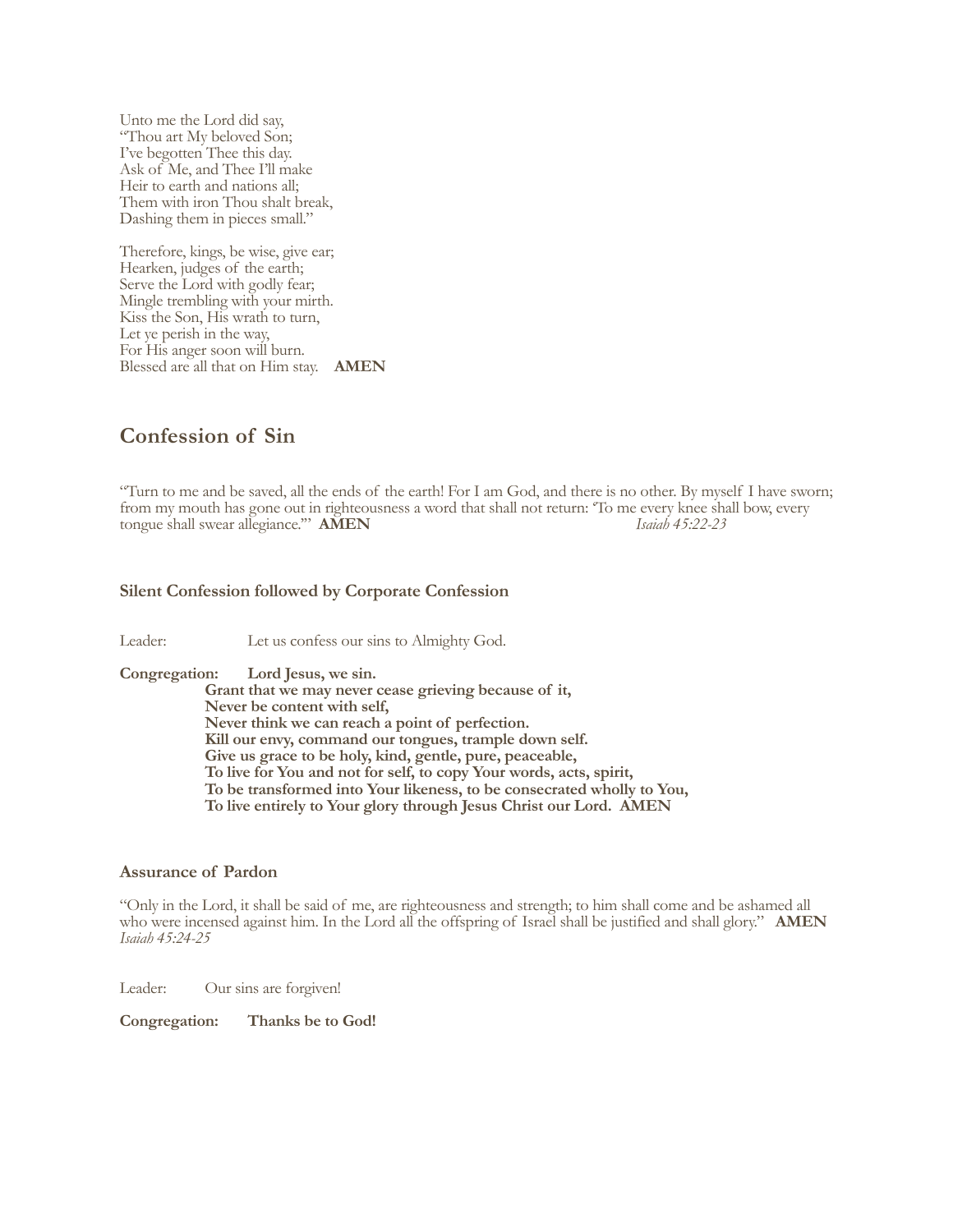Unto me the Lord did say,
"Thou art My beloved Son;
I've begotten Thee this day.
Ask of Me, and Thee I'll make
Heir to earth and nations all;
Them with iron Thou shalt break,
Dashing them in pieces small."

Therefore, kings, be wise, give ear;
Hearken, judges of the earth;
Serve the Lord with godly fear;
Mingle trembling with your mirth.
Kiss the Son, His wrath to turn,
Let ye perish in the way,
For His anger soon will burn.
Blessed are all that on Him stay. **AMEN**

## Confession of Sin

"Turn to me and be saved, all the ends of the earth! For I am God, and there is no other. By myself I have sworn; from my mouth has gone out in righteousness a word that shall not return: 'To me every knee shall bow, every tongue shall swear allegiance.'" **AMEN** *Isaiah 45:22-23*

### Silent Confession followed by Corporate Confession

Leader: Let us confess our sins to Almighty God.

**Congregation: Lord Jesus, we sin.**
**Grant that we may never cease grieving because of it,**
**Never be content with self,**
**Never think we can reach a point of perfection.**
**Kill our envy, command our tongues, trample down self.**
**Give us grace to be holy, kind, gentle, pure, peaceable,**
**To live for You and not for self, to copy Your words, acts, spirit,**
**To be transformed into Your likeness, to be consecrated wholly to You,**
**To live entirely to Your glory through Jesus Christ our Lord. AMEN**

### Assurance of Pardon

"Only in the Lord, it shall be said of me, are righteousness and strength; to him shall come and be ashamed all who were incensed against him. In the Lord all the offspring of Israel shall be justified and shall glory." **AMEN**
*Isaiah 45:24-25*

Leader: Our sins are forgiven!

**Congregation: Thanks be to God!**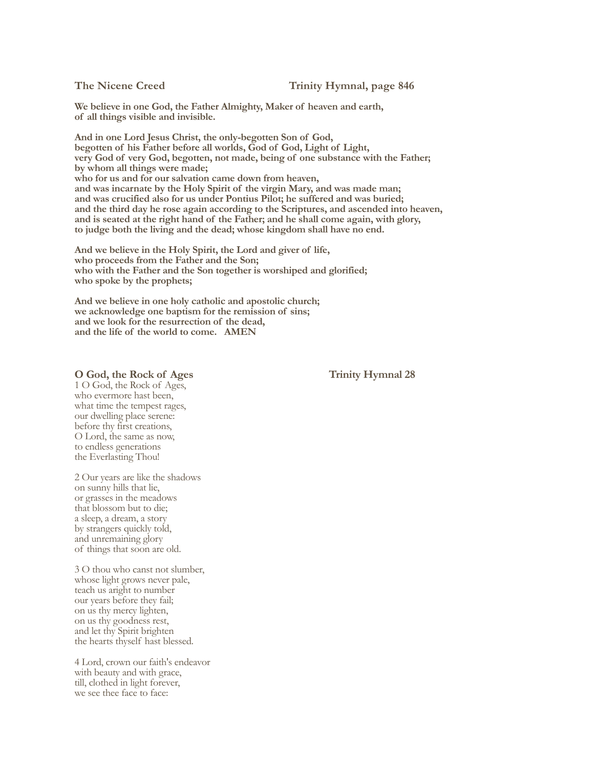**The Nicene Creed** **Trinity Hymnal, page 846**

**We believe in one God, the Father Almighty, Maker of heaven and earth,**
**of all things visible and invisible.**

**And in one Lord Jesus Christ, the only-begotten Son of God,**
**begotten of his Father before all worlds, God of God, Light of Light,**
**very God of very God, begotten, not made, being of one substance with the Father;**
**by whom all things were made;**
**who for us and for our salvation came down from heaven,**
**and was incarnate by the Holy Spirit of the virgin Mary, and was made man;**
**and was crucified also for us under Pontius Pilot; he suffered and was buried;**
**and the third day he rose again according to the Scriptures, and ascended into heaven,**
**and is seated at the right hand of the Father; and he shall come again, with glory,**
**to judge both the living and the dead; whose kingdom shall have no end.**

**And we believe in the Holy Spirit, the Lord and giver of life,**
**who proceeds from the Father and the Son;**
**who with the Father and the Son together is worshiped and glorified;**
**who spoke by the prophets;**

**And we believe in one holy catholic and apostolic church;**
**we acknowledge one baptism for the remission of sins;**
**and we look for the resurrection of the dead,**
**and the life of the world to come. AMEN**

**O God, the Rock of Ages** **Trinity Hymnal 28**

1 O God, the Rock of Ages,
who evermore hast been,
what time the tempest rages,
our dwelling place serene:
before thy first creations,
O Lord, the same as now,
to endless generations
the Everlasting Thou!

2 Our years are like the shadows
on sunny hills that lie,
or grasses in the meadows
that blossom but to die;
a sleep, a dream, a story
by strangers quickly told,
and unremaining glory
of things that soon are old.

3 O thou who canst not slumber,
whose light grows never pale,
teach us aright to number
our years before they fail;
on us thy mercy lighten,
on us thy goodness rest,
and let thy Spirit brighten
the hearts thyself hast blessed.

4 Lord, crown our faith's endeavor
with beauty and with grace,
till, clothed in light forever,
we see thee face to face: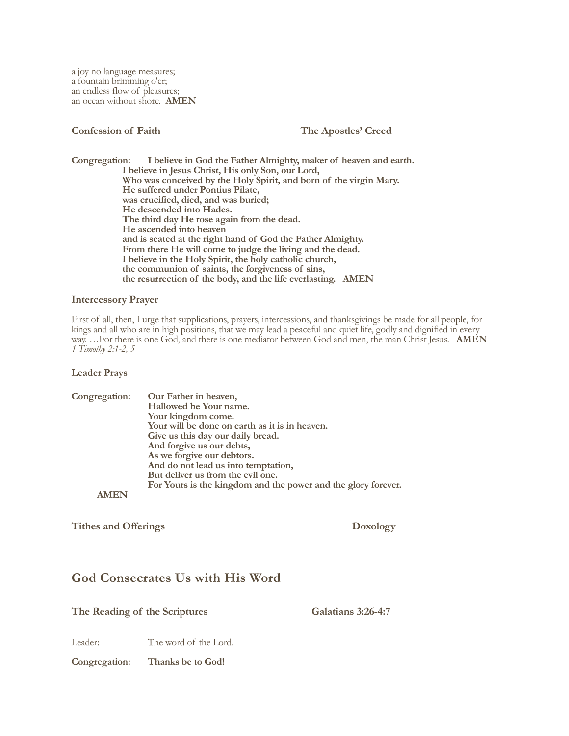a joy no language measures;
a fountain brimming o'er;
an endless flow of pleasures;
an ocean without shore. **AMEN**

**Confession of Faith** **The Apostles' Creed**

**Congregation:** **I believe in God the Father Almighty, maker of heaven and earth.**
**I believe in Jesus Christ, His only Son, our Lord,**
**Who was conceived by the Holy Spirit, and born of the virgin Mary.**
**He suffered under Pontius Pilate,**
**was crucified, died, and was buried;**
**He descended into Hades.**
**The third day He rose again from the dead.**
**He ascended into heaven**
**and is seated at the right hand of God the Father Almighty.**
**From there He will come to judge the living and the dead.**
**I believe in the Holy Spirit, the holy catholic church,**
**the communion of saints, the forgiveness of sins,**
**the resurrection of the body, and the life everlasting. AMEN**

**Intercessory Prayer**

First of all, then, I urge that supplications, prayers, intercessions, and thanksgivings be made for all people, for kings and all who are in high positions, that we may lead a peaceful and quiet life, godly and dignified in every way. …For there is one God, and there is one mediator between God and men, the man Christ Jesus. **AMEN**
*1 Timothy 2:1-2, 5*

**Leader Prays**

**Congregation:** **Our Father in heaven,**
**Hallowed be Your name.**
**Your kingdom come.**
**Your will be done on earth as it is in heaven.**
**Give us this day our daily bread.**
**And forgive us our debts,**
**As we forgive our debtors.**
**And do not lead us into temptation,**
**But deliver us from the evil one.**
**For Yours is the kingdom and the power and the glory forever.**
**AMEN**

**Tithes and Offerings** **Doxology**

## God Consecrates Us with His Word

**The Reading of the Scriptures** **Galatians 3:26-4:7**

Leader: The word of the Lord.

**Congregation:** **Thanks be to God!**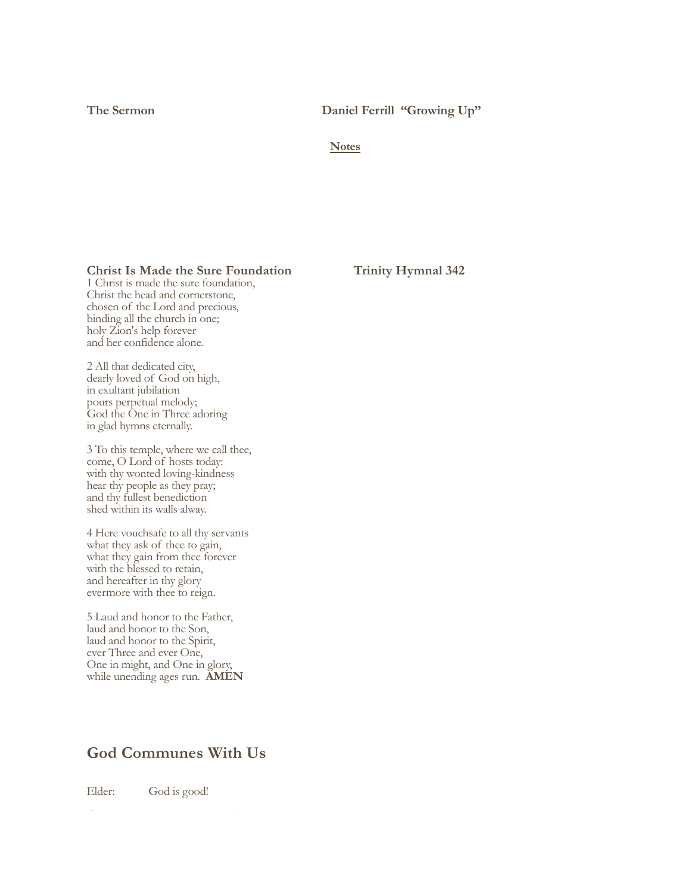**The Sermon** **Daniel Ferrill “Growing Up”**

**Notes**

**Christ Is Made the Sure Foundation** **Trinity Hymnal 342**

1 Christ is made the sure foundation,
Christ the head and cornerstone,
chosen of the Lord and precious,
binding all the church in one;
holy Zion's help forever
and her confidence alone.

2 All that dedicated city,
dearly loved of God on high,
in exultant jubilation
pours perpetual melody;
God the One in Three adoring
in glad hymns eternally.

3 To this temple, where we call thee,
come, O Lord of hosts today:
with thy wonted loving-kindness
hear thy people as they pray;
and thy fullest benediction
shed within its walls alway.

4 Here vouchsafe to all thy servants
what they ask of thee to gain,
what they gain from thee forever
with the blessed to retain,
and hereafter in thy glory
evermore with thee to reign.

5 Laud and honor to the Father,
laud and honor to the Son,
laud and honor to the Spirit,
ever Three and ever One,
One in might, and One in glory,
while unending ages run. **AMEN**

## God Communes With Us

Elder: God is good!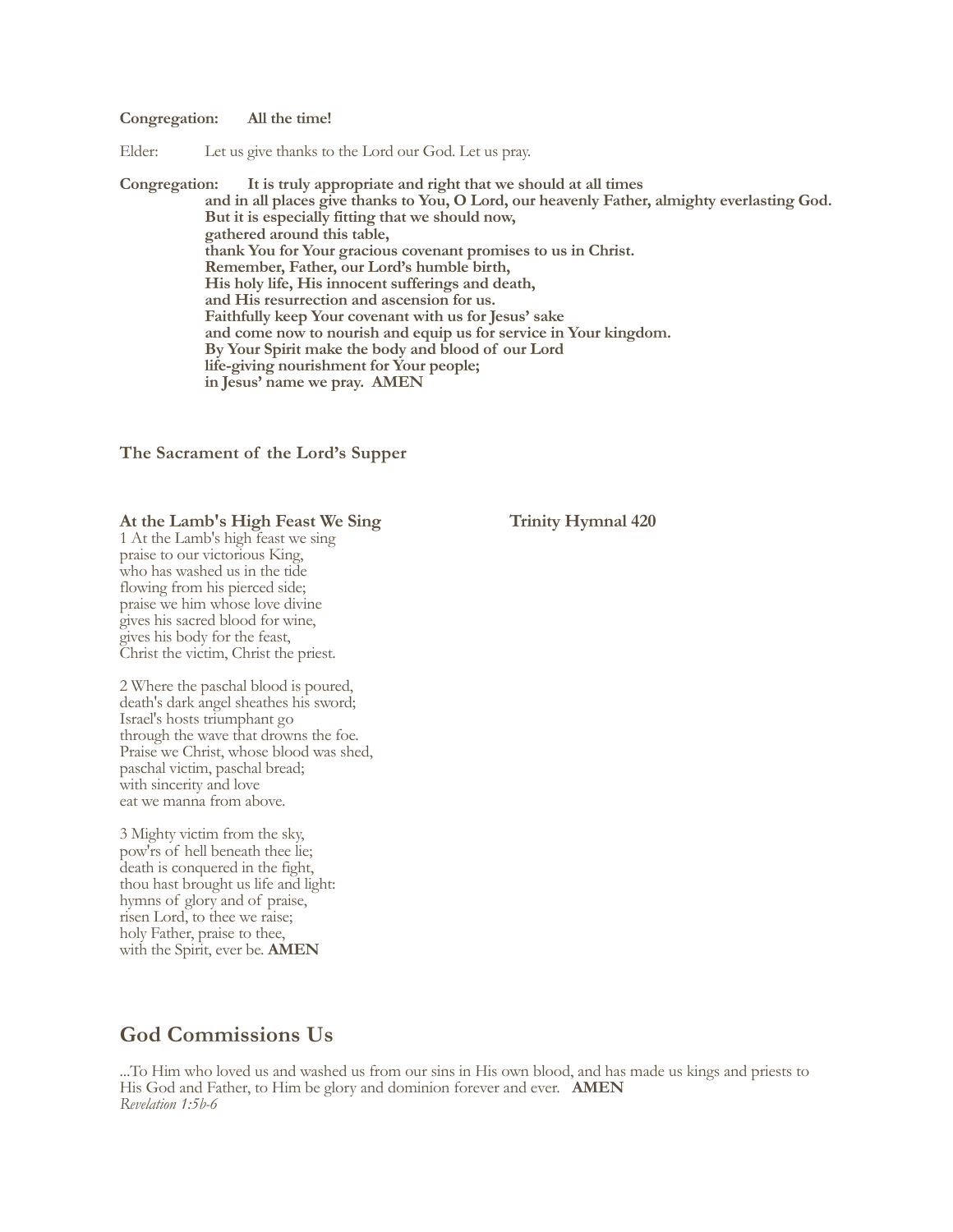**Congregation:** **All the time!**

Elder: Let us give thanks to the Lord our God. Let us pray.

**Congregation:** **It is truly appropriate and right that we should at all times**
**and in all places give thanks to You, O Lord, our heavenly Father, almighty everlasting God.**
**But it is especially fitting that we should now,**
**gathered around this table,**
**thank You for Your gracious covenant promises to us in Christ.**
**Remember, Father, our Lord's humble birth,**
**His holy life, His innocent sufferings and death,**
**and His resurrection and ascension for us.**
**Faithfully keep Your covenant with us for Jesus' sake**
**and come now to nourish and equip us for service in Your kingdom.**
**By Your Spirit make the body and blood of our Lord**
**life-giving nourishment for Your people;**
**in Jesus' name we pray. AMEN**

### The Sacrament of the Lord's Supper

**At the Lamb's High Feast We Sing** **Trinity Hymnal 420**

1 At the Lamb's high feast we sing
praise to our victorious King,
who has washed us in the tide
flowing from his pierced side;
praise we him whose love divine
gives his sacred blood for wine,
gives his body for the feast,
Christ the victim, Christ the priest.

2 Where the paschal blood is poured,
death's dark angel sheathes his sword;
Israel's hosts triumphant go
through the wave that drowns the foe.
Praise we Christ, whose blood was shed,
paschal victim, paschal bread;
with sincerity and love
eat we manna from above.

3 Mighty victim from the sky,
pow'rs of hell beneath thee lie;
death is conquered in the fight,
thou hast brought us life and light:
hymns of glory and of praise,
risen Lord, to thee we raise;
holy Father, praise to thee,
with the Spirit, ever be. **AMEN**

## God Commissions Us

...To Him who loved us and washed us from our sins in His own blood, and has made us kings and priests to His God and Father, to Him be glory and dominion forever and ever. **AMEN**
*Revelation 1:5b-6*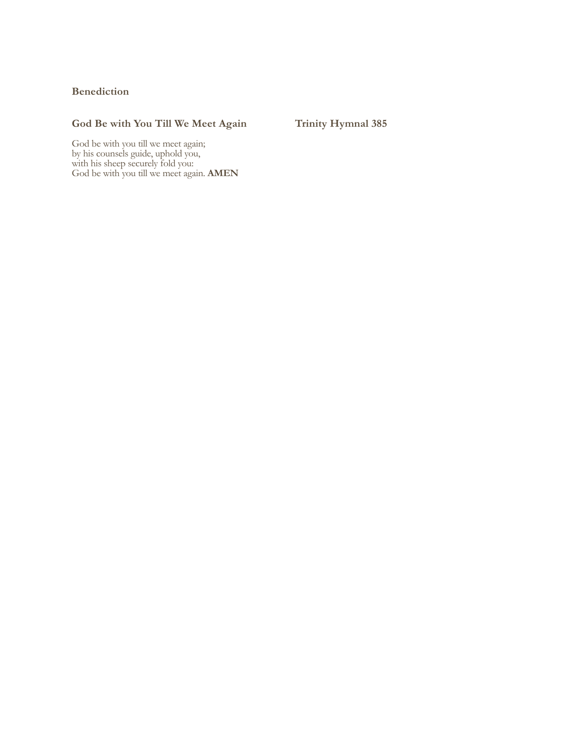**Benediction**

**God Be with You Till We Meet Again** **Trinity Hymnal 385**

God be with you till we meet again;
by his counsels guide, uphold you,
with his sheep securely fold you:
God be with you till we meet again. **AMEN**